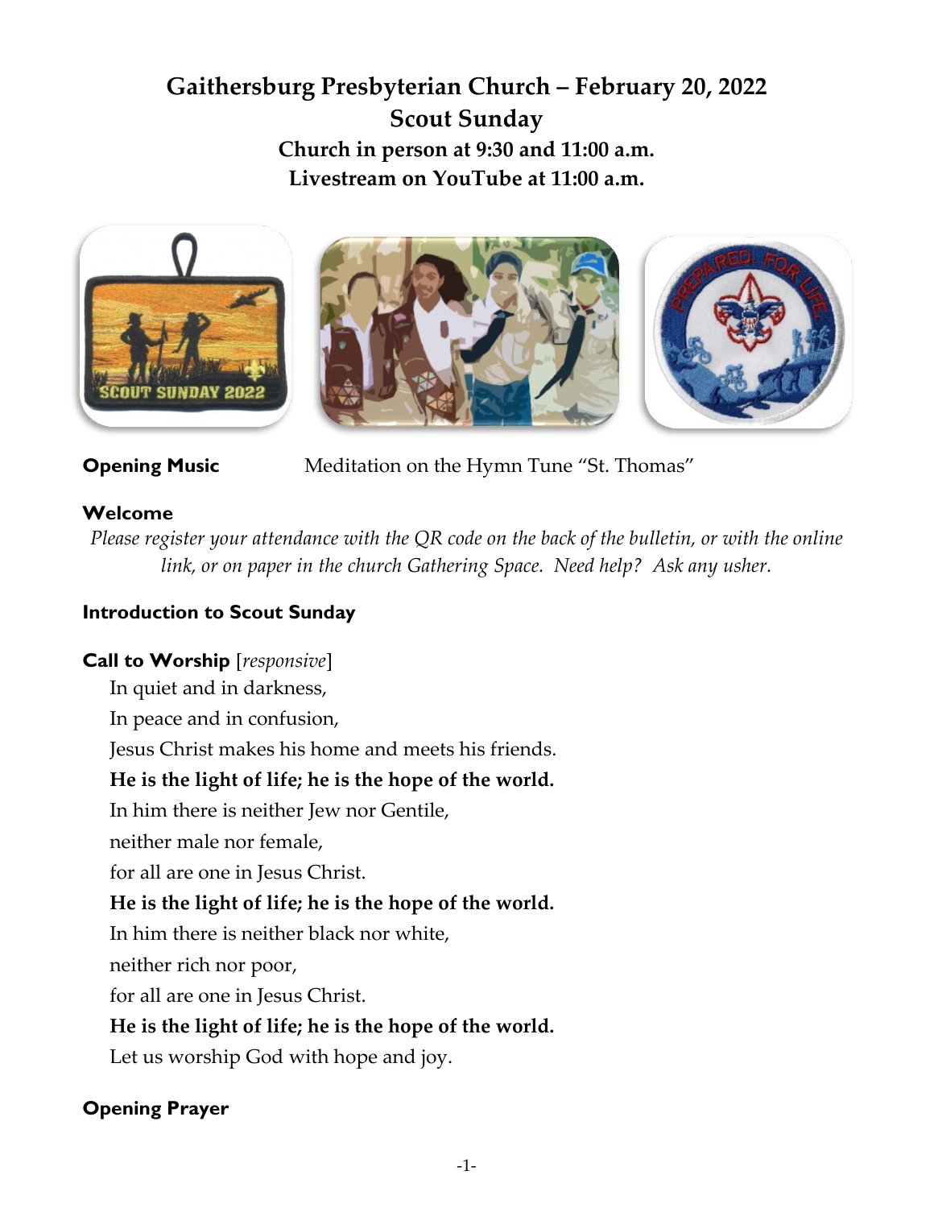# Gaithersburg Presbyterian Church – February 20, 2022
## Scout Sunday
### Church in person at 9:30 and 11:00 a.m.
### Livestream on YouTube at 11:00 a.m.

**Opening Music** Meditation on the Hymn Tune "St. Thomas"

**Welcome**

*Please register your attendance with the QR code on the back of the bulletin, or with the online link, or on paper in the church Gathering Space. Need help? Ask any usher.*

**Introduction to Scout Sunday**

**Call to Worship** [*responsive*]

In quiet and in darkness,
In peace and in confusion,
Jesus Christ makes his home and meets his friends.
**He is the light of life; he is the hope of the world.**
In him there is neither Jew nor Gentile,
neither male nor female,
for all are one in Jesus Christ.
**He is the light of life; he is the hope of the world.**
In him there is neither black nor white,
neither rich nor poor,
for all are one in Jesus Christ.
**He is the light of life; he is the hope of the world.**
Let us worship God with hope and joy.

**Opening Prayer**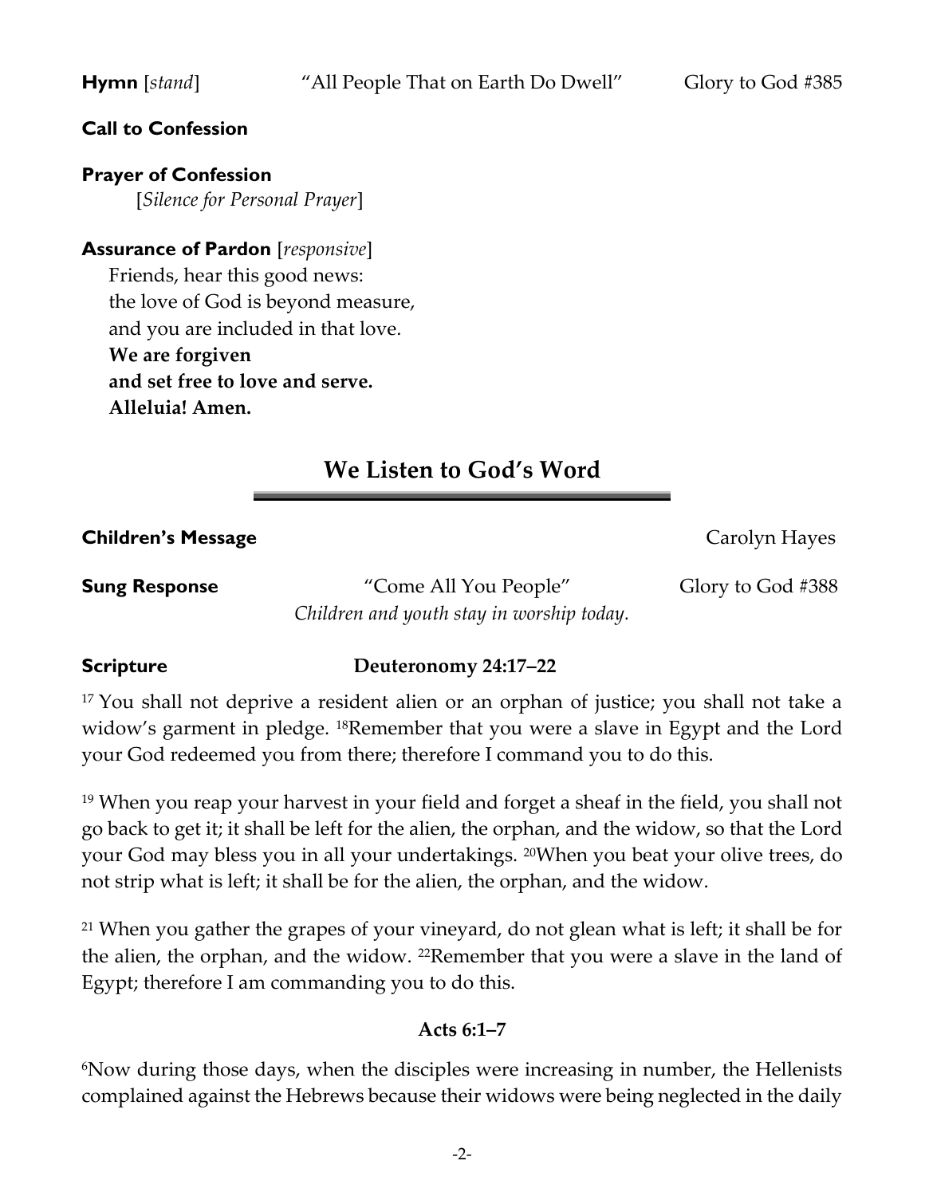**Hymn** [*stand*] "All People That on Earth Do Dwell" Glory to God #385

**Call to Confession**

**Prayer of Confession**

[*Silence for Personal Prayer*]

**Assurance of Pardon** [*responsive*]

Friends, hear this good news:
the love of God is beyond measure,
and you are included in that love.
**We are forgiven**
**and set free to love and serve.**
**Alleluia! Amen.**

## We Listen to God's Word

**Children's Message** Carolyn Hayes

**Sung Response** "Come All You People" Glory to God #388

*Children and youth stay in worship today.*

**Scripture** **Deuteronomy 24:17–22**

17 You shall not deprive a resident alien or an orphan of justice; you shall not take a widow's garment in pledge. 18Remember that you were a slave in Egypt and the Lord your God redeemed you from there; therefore I command you to do this.

19 When you reap your harvest in your field and forget a sheaf in the field, you shall not go back to get it; it shall be left for the alien, the orphan, and the widow, so that the Lord your God may bless you in all your undertakings. 20When you beat your olive trees, do not strip what is left; it shall be for the alien, the orphan, and the widow.

21 When you gather the grapes of your vineyard, do not glean what is left; it shall be for the alien, the orphan, and the widow. 22Remember that you were a slave in the land of Egypt; therefore I am commanding you to do this.

**Acts 6:1–7**

6Now during those days, when the disciples were increasing in number, the Hellenists complained against the Hebrews because their widows were being neglected in the daily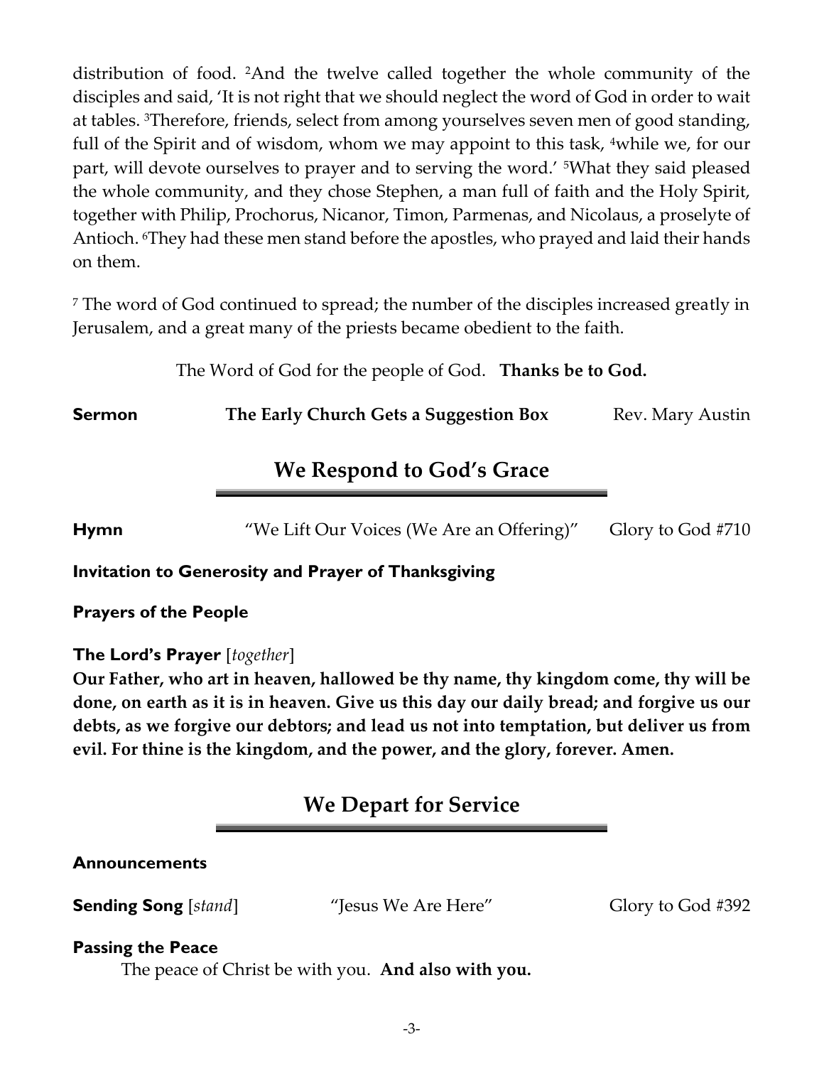distribution of food. [2]And the twelve called together the whole community of the disciples and said, 'It is not right that we should neglect the word of God in order to wait at tables. [3]Therefore, friends, select from among yourselves seven men of good standing, full of the Spirit and of wisdom, whom we may appoint to this task, [4]while we, for our part, will devote ourselves to prayer and to serving the word.' [5]What they said pleased the whole community, and they chose Stephen, a man full of faith and the Holy Spirit, together with Philip, Prochorus, Nicanor, Timon, Parmenas, and Nicolaus, a proselyte of Antioch. [6]They had these men stand before the apostles, who prayed and laid their hands on them.

[7] The word of God continued to spread; the number of the disciples increased greatly in Jerusalem, and a great many of the priests became obedient to the faith.

The Word of God for the people of God. **Thanks be to God.**

**Sermon** **The Early Church Gets a Suggestion Box** Rev. Mary Austin

## We Respond to God's Grace

**Hymn** "We Lift Our Voices (We Are an Offering)" Glory to God #710

**Invitation to Generosity and Prayer of Thanksgiving**

**Prayers of the People**

**The Lord's Prayer** [*together*]
**Our Father, who art in heaven, hallowed be thy name, thy kingdom come, thy will be done, on earth as it is in heaven. Give us this day our daily bread; and forgive us our debts, as we forgive our debtors; and lead us not into temptation, but deliver us from evil. For thine is the kingdom, and the power, and the glory, forever. Amen.**

## We Depart for Service

**Announcements**

**Sending Song** [*stand*] "Jesus We Are Here" Glory to God #392

**Passing the Peace**
The peace of Christ be with you. **And also with you.**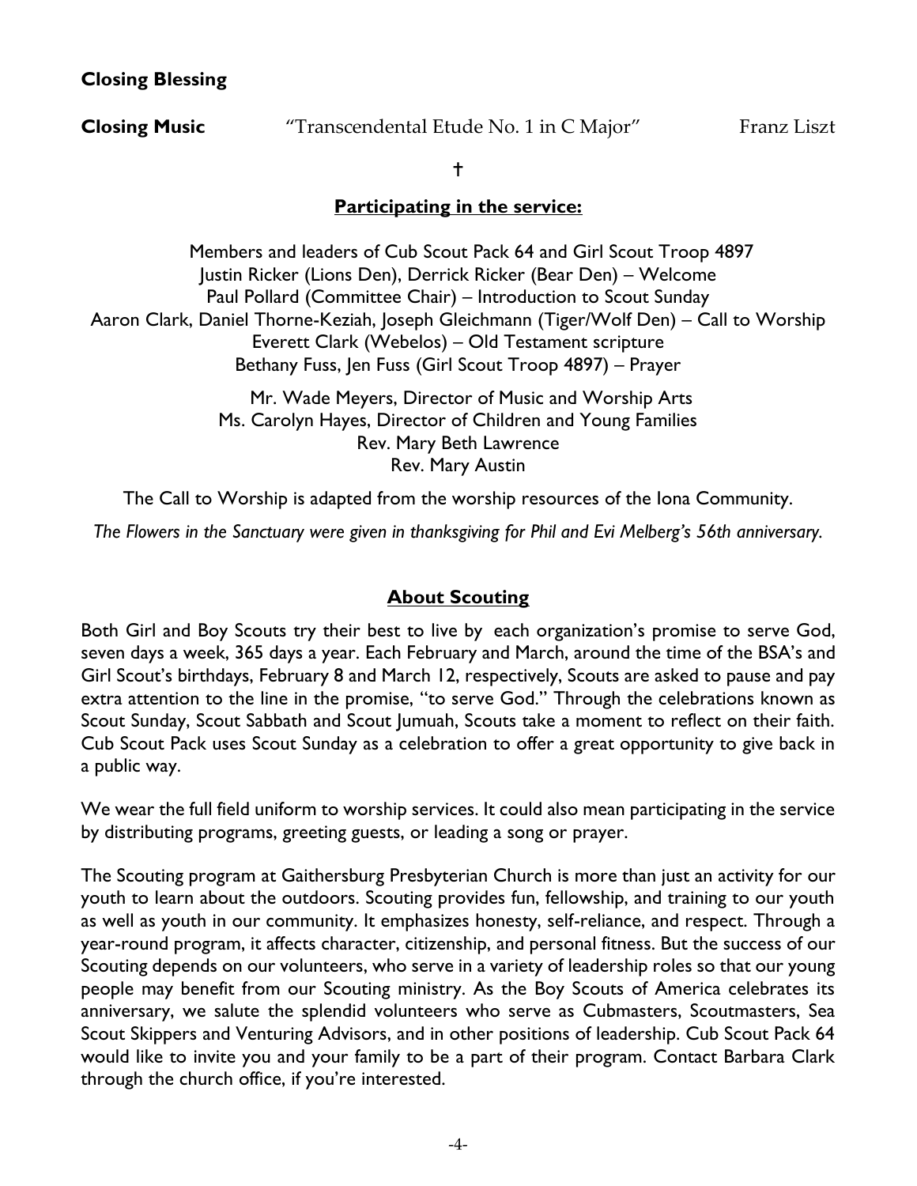**Closing Blessing**

**Closing Music** "Transcendental Etude No. 1 in C Major" Franz Liszt

†

**Participating in the service:**

Members and leaders of Cub Scout Pack 64 and Girl Scout Troop 4897
Justin Ricker (Lions Den), Derrick Ricker (Bear Den) – Welcome
Paul Pollard (Committee Chair) – Introduction to Scout Sunday
Aaron Clark, Daniel Thorne-Keziah, Joseph Gleichmann (Tiger/Wolf Den) – Call to Worship
Everett Clark (Webelos) – Old Testament scripture
Bethany Fuss, Jen Fuss (Girl Scout Troop 4897) – Prayer

Mr. Wade Meyers, Director of Music and Worship Arts
Ms. Carolyn Hayes, Director of Children and Young Families
Rev. Mary Beth Lawrence
Rev. Mary Austin

The Call to Worship is adapted from the worship resources of the Iona Community.

*The Flowers in the Sanctuary were given in thanksgiving for Phil and Evi Melberg's 56th anniversary.*

## About Scouting

Both Girl and Boy Scouts try their best to live by each organization's promise to serve God, seven days a week, 365 days a year. Each February and March, around the time of the BSA's and Girl Scout's birthdays, February 8 and March 12, respectively, Scouts are asked to pause and pay extra attention to the line in the promise, "to serve God." Through the celebrations known as Scout Sunday, Scout Sabbath and Scout Jumuah, Scouts take a moment to reflect on their faith. Cub Scout Pack uses Scout Sunday as a celebration to offer a great opportunity to give back in a public way.

We wear the full field uniform to worship services. It could also mean participating in the service by distributing programs, greeting guests, or leading a song or prayer.

The Scouting program at Gaithersburg Presbyterian Church is more than just an activity for our youth to learn about the outdoors. Scouting provides fun, fellowship, and training to our youth as well as youth in our community. It emphasizes honesty, self-reliance, and respect. Through a year-round program, it affects character, citizenship, and personal fitness. But the success of our Scouting depends on our volunteers, who serve in a variety of leadership roles so that our young people may benefit from our Scouting ministry. As the Boy Scouts of America celebrates its anniversary, we salute the splendid volunteers who serve as Cubmasters, Scoutmasters, Sea Scout Skippers and Venturing Advisors, and in other positions of leadership. Cub Scout Pack 64 would like to invite you and your family to be a part of their program. Contact Barbara Clark through the church office, if you're interested.